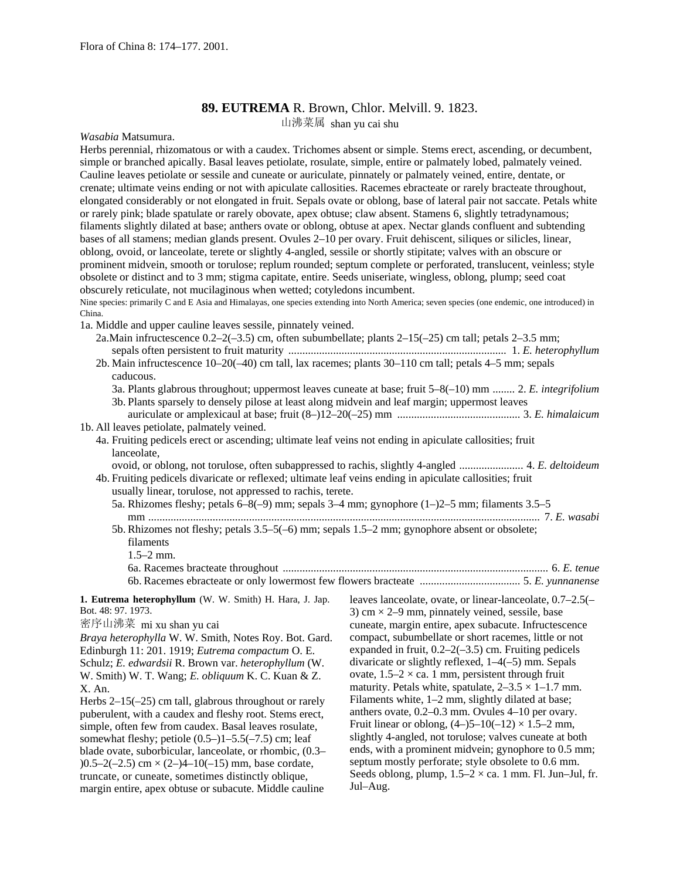Flora of China 8: 174–177. 2001.

# 89. EUTREMA R. Brown, Chlor. Melvill. 9. 1823.

山沸菜属 shan yu cai shu

*Wasabia* Matsumura.

Herbs perennial, rhizomatous or with a caudex. Trichomes absent or simple. Stems erect, ascending, or decumbent, simple or branched apically. Basal leaves petiolate, rosulate, simple, entire or palmately lobed, palmately veined. Cauline leaves petiolate or sessile and cuneate or auriculate, pinnately or palmately veined, entire, dentate, or crenate; ultimate veins ending or not with apiculate callosities. Racemes ebracteate or rarely bracteate throughout, elongated considerably or not elongated in fruit. Sepals ovate or oblong, base of lateral pair not saccate. Petals white or rarely pink; blade spatulate or rarely obovate, apex obtuse; claw absent. Stamens 6, slightly tetradynamous; filaments slightly dilated at base; anthers ovate or oblong, obtuse at apex. Nectar glands confluent and subtending bases of all stamens; median glands present. Ovules 2–10 per ovary. Fruit dehiscent, siliques or silicles, linear, oblong, ovoid, or lanceolate, terete or slightly 4-angled, sessile or shortly stipitate; valves with an obscure or prominent midvein, smooth or torulose; replum rounded; septum complete or perforated, translucent, veinless; style obsolete or distinct and to 3 mm; stigma capitate, entire. Seeds uniseriate, wingless, oblong, plump; seed coat obscurely reticulate, not mucilaginous when wetted; cotyledons incumbent.

Nine species: primarily C and E Asia and Himalayas, one species extending into North America; seven species (one endemic, one introduced) in China.

1a. Middle and upper cauline leaves sessile, pinnately veined.
- 2a. Main infructescence 0.2–2(–3.5) cm, often subumbellate; plants 2–15(–25) cm tall; petals 2–3.5 mm; sepals often persistent to fruit maturity ............................................................................ 1. *E. heterophyllum*
- 2b. Main infructescence 10–20(–40) cm tall, lax racemes; plants 30–110 cm tall; petals 4–5 mm; sepals caducous.
  - 3a. Plants glabrous throughout; uppermost leaves cuneate at base; fruit 5–8(–10) mm ........ 2. *E. integrifolium*
  - 3b. Plants sparsely to densely pilose at least along midvein and leaf margin; uppermost leaves auriculate or amplexicaul at base; fruit (8–)12–20(–25) mm ........................................... 3. *E. himalaicum*

1b. All leaves petiolate, palmately veined.
- 4a. Fruiting pedicels erect or ascending; ultimate leaf veins not ending in apiculate callosities; fruit lanceolate, ovoid, or oblong, not torulose, often subappressed to rachis, slightly 4-angled ....................... 4. *E. deltoideum*
- 4b. Fruiting pedicels divaricate or reflexed; ultimate leaf veins ending in apiculate callosities; fruit usually linear, torulose, not appressed to rachis, terete.
  - 5a. Rhizomes fleshy; petals 6–8(–9) mm; sepals 3–4 mm; gynophore (1–)2–5 mm; filaments 3.5–5 mm ........................................................................................................................................ 7. *E. wasabi*
  - 5b. Rhizomes not fleshy; petals 3.5–5(–6) mm; sepals 1.5–2 mm; gynophore absent or obsolete; filaments 1.5–2 mm.
    - 6a. Racemes bracteate throughout ............................................................................................... 6. *E. tenue*
    - 6b. Racemes ebracteate or only lowermost few flowers bracteate .................................... 5. *E. yunnanense*

**1. Eutrema heterophyllum** (W. W. Smith) H. Hara, J. Jap. Bot. 48: 97. 1973.

密序山沸菜 mi xu shan yu cai

*Braya heterophylla* W. W. Smith, Notes Roy. Bot. Gard. Edinburgh 11: 201. 1919; *Eutrema compactum* O. E. Schulz; *E. edwardsii* R. Brown var. *heterophyllum* (W. W. Smith) W. T. Wang; *E. obliquum* K. C. Kuan & Z. X. An.

Herbs 2–15(–25) cm tall, glabrous throughout or rarely puberulent, with a caudex and fleshy root. Stems erect, simple, often few from caudex. Basal leaves rosulate, somewhat fleshy; petiole (0.5–)1–5.5(–7.5) cm; leaf blade ovate, suborbicular, lanceolate, or rhombic, (0.3–)0.5–2(–2.5) cm × (2–)4–10(–15) mm, base cordate, truncate, or cuneate, sometimes distinctly oblique, margin entire, apex obtuse or subacute. Middle cauline leaves lanceolate, ovate, or linear-lanceolate, 0.7–2.5(–3) cm × 2–9 mm, pinnately veined, sessile, base cuneate, margin entire, apex subacute. Infructescence compact, subumbellate or short racemes, little or not expanded in fruit, 0.2–2(–3.5) cm. Fruiting pedicels divaricate or slightly reflexed, 1–4(–5) mm. Sepals ovate, 1.5–2 × ca. 1 mm, persistent through fruit maturity. Petals white, spatulate, 2–3.5 × 1–1.7 mm. Filaments white, 1–2 mm, slightly dilated at base; anthers ovate, 0.2–0.3 mm. Ovules 4–10 per ovary. Fruit linear or oblong, (4–)5–10(–12) × 1.5–2 mm, slightly 4-angled, not torulose; valves cuneate at both ends, with a prominent midvein; gynophore to 0.5 mm; septum mostly perforate; style obsolete to 0.6 mm. Seeds oblong, plump, 1.5–2 × ca. 1 mm. Fl. Jun–Jul, fr. Jul–Aug.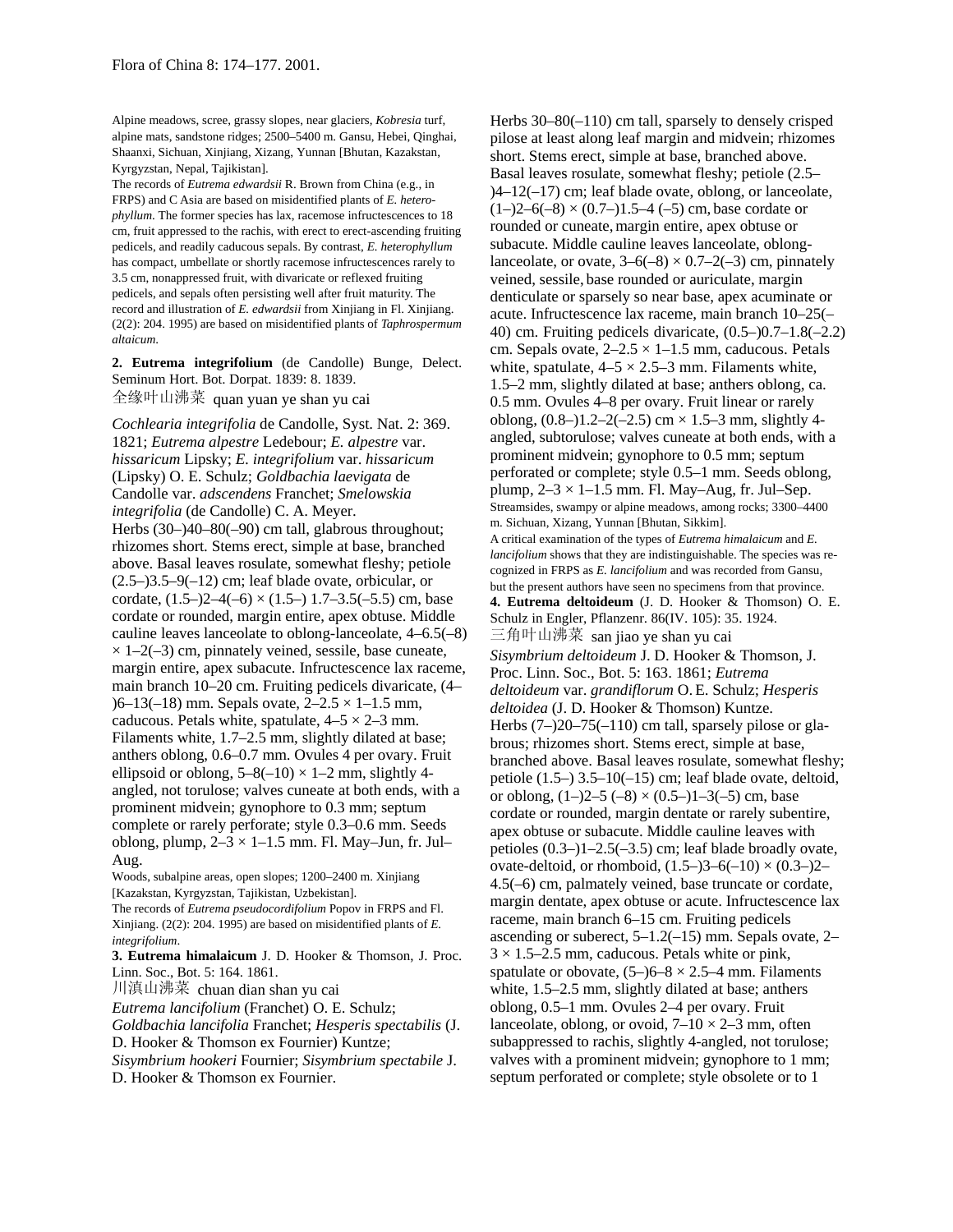Alpine meadows, scree, grassy slopes, near glaciers, *Kobresia* turf, alpine mats, sandstone ridges; 2500–5400 m. Gansu, Hebei, Qinghai, Shaanxi, Sichuan, Xinjiang, Xizang, Yunnan [Bhutan, Kazakstan, Kyrgyzstan, Nepal, Tajikistan].

The records of *Eutrema edwardsii* R. Brown from China (e.g., in FRPS) and C Asia are based on misidentified plants of *E. heterophyllum*. The former species has lax, racemose infructescences to 18 cm, fruit appressed to the rachis, with erect to erect-ascending fruiting pedicels, and readily caducous sepals. By contrast, *E. heterophyllum* has compact, umbellate or shortly racemose infructescences rarely to 3.5 cm, nonappressed fruit, with divaricate or reflexed fruiting pedicels, and sepals often persisting well after fruit maturity. The record and illustration of *E. edwardsii* from Xinjiang in Fl. Xinjiang. (2(2): 204. 1995) are based on misidentified plants of *Taphrospermum altaicum*.

**2. Eutrema integrifolium** (de Candolle) Bunge, Delect. Seminum Hort. Bot. Dorpat. 1839: 8. 1839.

全缘叶山沸菜 quan yuan ye shan yu cai

*Cochlearia integrifolia* de Candolle, Syst. Nat. 2: 369. 1821; *Eutrema alpestre* Ledebour; *E. alpestre* var. *hissaricum* Lipsky; *E. integrifolium* var. *hissaricum* (Lipsky) O. E. Schulz; *Goldbachia laevigata* de Candolle var. *adscendens* Franchet; *Smelowskia integrifolia* (de Candolle) C. A. Meyer.

Herbs (30–)40–80(–90) cm tall, glabrous throughout; rhizomes short. Stems erect, simple at base, branched above. Basal leaves rosulate, somewhat fleshy; petiole (2.5–)3.5–9(–12) cm; leaf blade ovate, orbicular, or cordate, (1.5–)2–4(–6) × (1.5–) 1.7–3.5(–5.5) cm, base cordate or rounded, margin entire, apex obtuse. Middle cauline leaves lanceolate to oblong-lanceolate, 4–6.5(–8) × 1–2(–3) cm, pinnately veined, sessile, base cuneate, margin entire, apex subacute. Infructescence lax raceme, main branch 10–20 cm. Fruiting pedicels divaricate, (4–)6–13(–18) mm. Sepals ovate, 2–2.5 × 1–1.5 mm, caducous. Petals white, spatulate, 4–5 × 2–3 mm. Filaments white, 1.7–2.5 mm, slightly dilated at base; anthers oblong, 0.6–0.7 mm. Ovules 4 per ovary. Fruit ellipsoid or oblong, 5–8(–10) × 1–2 mm, slightly 4-angled, not torulose; valves cuneate at both ends, with a prominent midvein; gynophore to 0.3 mm; septum complete or rarely perforate; style 0.3–0.6 mm. Seeds oblong, plump, 2–3 × 1–1.5 mm. Fl. May–Jun, fr. Jul–Aug.

Woods, subalpine areas, open slopes; 1200–2400 m. Xinjiang [Kazakstan, Kyrgyzstan, Tajikistan, Uzbekistan].

The records of *Eutrema pseudocordifolium* Popov in FRPS and Fl. Xinjiang. (2(2): 204. 1995) are based on misidentified plants of *E. integrifolium*.

**3. Eutrema himalaicum** J. D. Hooker & Thomson, J. Proc. Linn. Soc., Bot. 5: 164. 1861.

川滇山沸菜 chuan dian shan yu cai

*Eutrema lancifolium* (Franchet) O. E. Schulz; *Goldbachia lancifolia* Franchet; *Hesperis spectabilis* (J. D. Hooker & Thomson ex Fournier) Kuntze; *Sisymbrium hookeri* Fournier; *Sisymbrium spectabile* J. D. Hooker & Thomson ex Fournier.

Herbs 30–80(–110) cm tall, sparsely to densely crisped pilose at least along leaf margin and midvein; rhizomes short. Stems erect, simple at base, branched above. Basal leaves rosulate, somewhat fleshy; petiole (2.5–)4–12(–17) cm; leaf blade ovate, oblong, or lanceolate, (1–)2–6(–8) × (0.7–)1.5–4 (–5) cm, base cordate or rounded or cuneate, margin entire, apex obtuse or subacute. Middle cauline leaves lanceolate, oblong-lanceolate, or ovate, 3–6(–8) × 0.7–2(–3) cm, pinnately veined, sessile, base rounded or auriculate, margin denticulate or sparsely so near base, apex acuminate or acute. Infructescence lax raceme, main branch 10–25(–40) cm. Fruiting pedicels divaricate, (0.5–)0.7–1.8(–2.2) cm. Sepals ovate, 2–2.5 × 1–1.5 mm, caducous. Petals white, spatulate, 4–5 × 2.5–3 mm. Filaments white, 1.5–2 mm, slightly dilated at base; anthers oblong, ca. 0.5 mm. Ovules 4–8 per ovary. Fruit linear or rarely oblong, (0.8–)1.2–2(–2.5) cm × 1.5–3 mm, slightly 4-angled, subtorulose; valves cuneate at both ends, with a prominent midvein; gynophore to 0.5 mm; septum perforated or complete; style 0.5–1 mm. Seeds oblong, plump, 2–3 × 1–1.5 mm. Fl. May–Aug, fr. Jul–Sep.

Streamsides, swampy or alpine meadows, among rocks; 3300–4400 m. Sichuan, Xizang, Yunnan [Bhutan, Sikkim].

A critical examination of the types of *Eutrema himalaicum* and *E. lancifolium* shows that they are indistinguishable. The species was recognized in FRPS as *E. lancifolium* and was recorded from Gansu, but the present authors have seen no specimens from that province.

**4. Eutrema deltoideum** (J. D. Hooker & Thomson) O. E. Schulz in Engler, Pflanzenr. 86(IV. 105): 35. 1924.

三角叶山沸菜 san jiao ye shan yu cai

*Sisymbrium deltoideum* J. D. Hooker & Thomson, J. Proc. Linn. Soc., Bot. 5: 163. 1861; *Eutrema deltoideum* var. *grandiflorum* O. E. Schulz; *Hesperis deltoidea* (J. D. Hooker & Thomson) Kuntze.

Herbs (7–)20–75(–110) cm tall, sparsely pilose or glabrous; rhizomes short. Stems erect, simple at base, branched above. Basal leaves rosulate, somewhat fleshy; petiole (1.5–) 3.5–10(–15) cm; leaf blade ovate, deltoid, or oblong, (1–)2–5 (–8) × (0.5–)1–3(–5) cm, base cordate or rounded, margin dentate or rarely subentire, apex obtuse or subacute. Middle cauline leaves with petioles (0.3–)1–2.5(–3.5) cm; leaf blade broadly ovate, ovate-deltoid, or rhomboid, (1.5–)3–6(–10) × (0.3–)2–4.5(–6) cm, palmately veined, base truncate or cordate, margin dentate, apex obtuse or acute. Infructescence lax raceme, main branch 6–15 cm. Fruiting pedicels ascending or suberect, 5–1.2(–15) mm. Sepals ovate, 2–3 × 1.5–2.5 mm, caducous. Petals white or pink, spatulate or obovate, (5–)6–8 × 2.5–4 mm. Filaments white, 1.5–2.5 mm, slightly dilated at base; anthers oblong, 0.5–1 mm. Ovules 2–4 per ovary. Fruit lanceolate, oblong, or ovoid, 7–10 × 2–3 mm, often subappressed to rachis, slightly 4-angled, not torulose; valves with a prominent midvein; gynophore to 1 mm; septum perforated or complete; style obsolete or to 1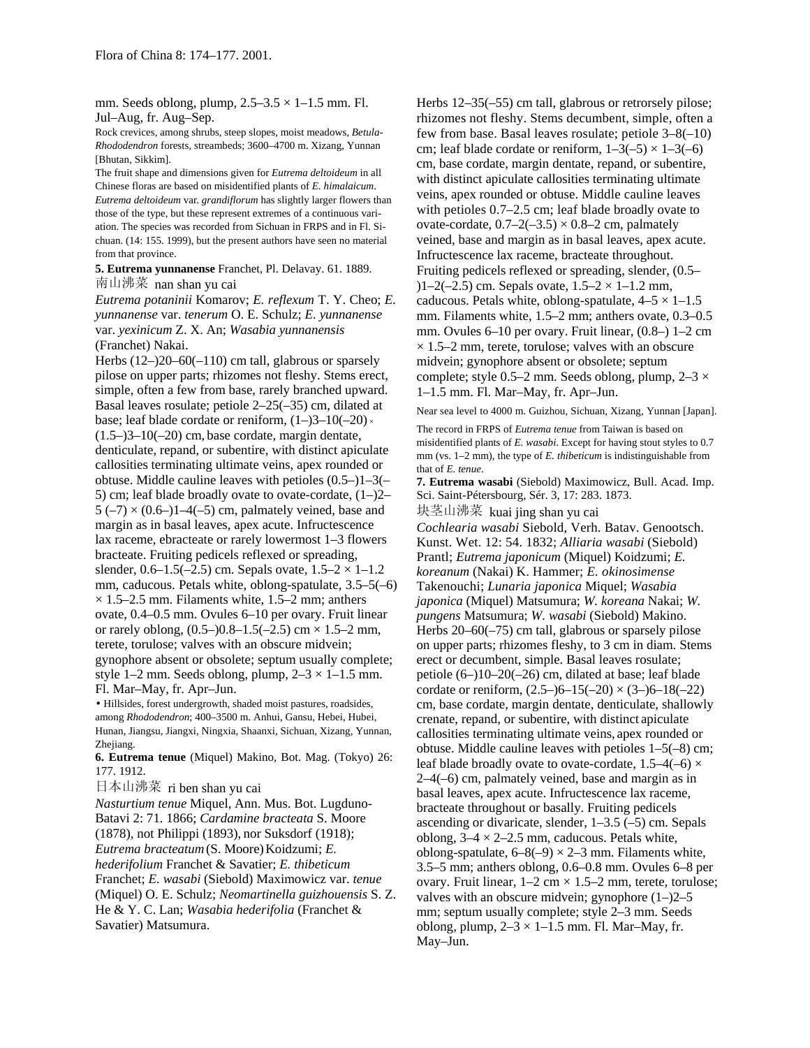mm. Seeds oblong, plump, 2.5–3.5 × 1–1.5 mm. Fl. Jul–Aug, fr. Aug–Sep.

Rock crevices, among shrubs, steep slopes, moist meadows, *Betula-Rhododendron* forests, streambeds; 3600–4700 m. Xizang, Yunnan [Bhutan, Sikkim].

The fruit shape and dimensions given for *Eutrema deltoideum* in all Chinese floras are based on misidentified plants of *E. himalaicum*. *Eutrema deltoideum* var. *grandiflorum* has slightly larger flowers than those of the type, but these represent extremes of a continuous variation. The species was recorded from Sichuan in FRPS and in Fl. Sichuan. (14: 155. 1999), but the present authors have seen no material from that province.

**5. Eutrema yunnanense** Franchet, Pl. Delavay. 61. 1889.

南山沸菜 nan shan yu cai

*Eutrema potaninii* Komarov; *E. reflexum* T. Y. Cheo; *E. yunnanense* var. *tenerum* O. E. Schulz; *E. yunnanense* var. *yexinicum* Z. X. An; *Wasabia yunnanensis* (Franchet) Nakai.

Herbs (12–)20–60(–110) cm tall, glabrous or sparsely pilose on upper parts; rhizomes not fleshy. Stems erect, simple, often a few from base, rarely branched upward. Basal leaves rosulate; petiole 2–25(–35) cm, dilated at base; leaf blade cordate or reniform, (1–)3–10(–20) × (1.5–)3–10(–20) cm, base cordate, margin dentate, denticulate, repand, or subentire, with distinct apiculate callosities terminating ultimate veins, apex rounded or obtuse. Middle cauline leaves with petioles (0.5–)1–3(–5) cm; leaf blade broadly ovate to ovate-cordate, (1–)2–5 (–7) × (0.6–)1–4(–5) cm, palmately veined, base and margin as in basal leaves, apex acute. Infructescence lax raceme, ebracteate or rarely lowermost 1–3 flowers bracteate. Fruiting pedicels reflexed or spreading, slender, 0.6–1.5(–2.5) cm. Sepals ovate, 1.5–2 × 1–1.2 mm, caducous. Petals white, oblong-spatulate, 3.5–5(–6) × 1.5–2.5 mm. Filaments white, 1.5–2 mm; anthers ovate, 0.4–0.5 mm. Ovules 6–10 per ovary. Fruit linear or rarely oblong, (0.5–)0.8–1.5(–2.5) cm × 1.5–2 mm, terete, torulose; valves with an obscure midvein; gynophore absent or obsolete; septum usually complete; style 1–2 mm. Seeds oblong, plump, 2–3 × 1–1.5 mm. Fl. Mar–May, fr. Apr–Jun.

• Hillsides, forest undergrowth, shaded moist pastures, roadsides, among *Rhododendron*; 400–3500 m. Anhui, Gansu, Hebei, Hubei, Hunan, Jiangsu, Jiangxi, Ningxia, Shaanxi, Sichuan, Xizang, Yunnan, Zhejiang.

**6. Eutrema tenue** (Miquel) Makino, Bot. Mag. (Tokyo) 26: 177. 1912.

日本山沸菜 ri ben shan yu cai

*Nasturtium tenue* Miquel, Ann. Mus. Bot. Lugduno-Batavi 2: 71. 1866; *Cardamine bracteata* S. Moore (1878), not Philippi (1893), nor Suksdorf (1918); *Eutrema bracteatum* (S. Moore) Koidzumi; *E. hederifolium* Franchet & Savatier; *E. thibeticum* Franchet; *E. wasabi* (Siebold) Maximowicz var. *tenue* (Miquel) O. E. Schulz; *Neomartinella guizhouensis* S. Z. He & Y. C. Lan; *Wasabia hederifolia* (Franchet & Savatier) Matsumura.

Herbs 12–35(–55) cm tall, glabrous or retrorsely pilose; rhizomes not fleshy. Stems decumbent, simple, often a few from base. Basal leaves rosulate; petiole 3–8(–10) cm; leaf blade cordate or reniform, 1–3(–5) × 1–3(–6) cm, base cordate, margin dentate, repand, or subentire, with distinct apiculate callosities terminating ultimate veins, apex rounded or obtuse. Middle cauline leaves with petioles 0.7–2.5 cm; leaf blade broadly ovate to ovate-cordate, 0.7–2(–3.5) × 0.8–2 cm, palmately veined, base and margin as in basal leaves, apex acute. Infructescence lax raceme, bracteate throughout. Fruiting pedicels reflexed or spreading, slender, (0.5–)1–2(–2.5) cm. Sepals ovate, 1.5–2 × 1–1.2 mm, caducous. Petals white, oblong-spatulate, 4–5 × 1–1.5 mm. Filaments white, 1.5–2 mm; anthers ovate, 0.3–0.5 mm. Ovules 6–10 per ovary. Fruit linear, (0.8–) 1–2 cm × 1.5–2 mm, terete, torulose; valves with an obscure midvein; gynophore absent or obsolete; septum complete; style 0.5–2 mm. Seeds oblong, plump, 2–3 × 1–1.5 mm. Fl. Mar–May, fr. Apr–Jun.

Near sea level to 4000 m. Guizhou, Sichuan, Xizang, Yunnan [Japan].

The record in FRPS of *Eutrema tenue* from Taiwan is based on misidentified plants of *E. wasabi*. Except for having stout styles to 0.7 mm (vs. 1–2 mm), the type of *E. thibeticum* is indistinguishable from that of *E. tenue*.

**7. Eutrema wasabi** (Siebold) Maximowicz, Bull. Acad. Imp. Sci. Saint-Pétersbourg, Sér. 3, 17: 283. 1873.

块茎山沸菜 kuai jing shan yu cai

*Cochlearia wasabi* Siebold, Verh. Batav. Genootsch. Kunst. Wet. 12: 54. 1832; *Alliaria wasabi* (Siebold) Prantl; *Eutrema japonicum* (Miquel) Koidzumi; *E. koreanum* (Nakai) K. Hammer; *E. okinosimense* Takenouchi; *Lunaria japonica* Miquel; *Wasabia japonica* (Miquel) Matsumura; *W. koreana* Nakai; *W. pungens* Matsumura; *W. wasabi* (Siebold) Makino.

Herbs 20–60(–75) cm tall, glabrous or sparsely pilose on upper parts; rhizomes fleshy, to 3 cm in diam. Stems erect or decumbent, simple. Basal leaves rosulate; petiole (6–)10–20(–26) cm, dilated at base; leaf blade cordate or reniform, (2.5–)6–15(–20) × (3–)6–18(–22) cm, base cordate, margin dentate, denticulate, shallowly crenate, repand, or subentire, with distinct apiculate callosities terminating ultimate veins, apex rounded or obtuse. Middle cauline leaves with petioles 1–5(–8) cm; leaf blade broadly ovate to ovate-cordate, 1.5–4(–6) × 2–4(–6) cm, palmately veined, base and margin as in basal leaves, apex acute. Infructescence lax raceme, bracteate throughout or basally. Fruiting pedicels ascending or divaricate, slender, 1–3.5 (–5) cm. Sepals oblong, 3–4 × 2–2.5 mm, caducous. Petals white, oblong-spatulate, 6–8(–9) × 2–3 mm. Filaments white, 3.5–5 mm; anthers oblong, 0.6–0.8 mm. Ovules 6–8 per ovary. Fruit linear, 1–2 cm × 1.5–2 mm, terete, torulose; valves with an obscure midvein; gynophore (1–)2–5 mm; septum usually complete; style 2–3 mm. Seeds oblong, plump, 2–3 × 1–1.5 mm. Fl. Mar–May, fr. May–Jun.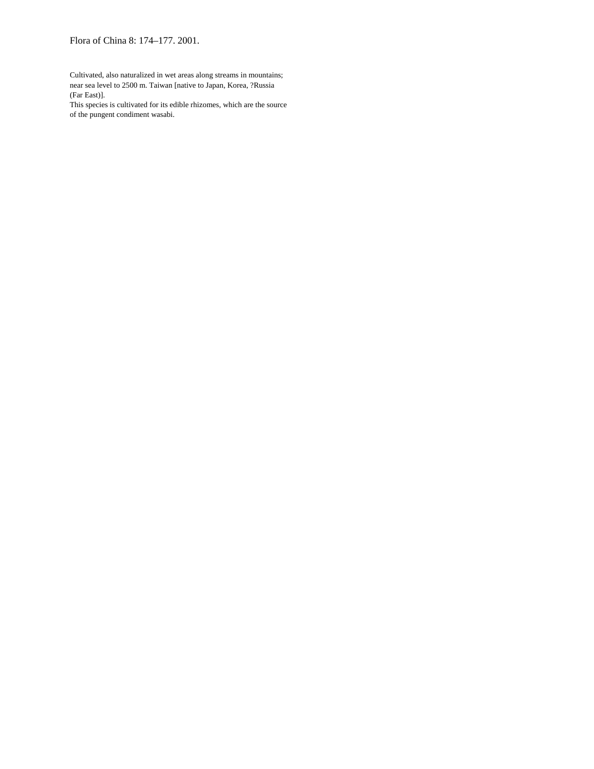Cultivated, also naturalized in wet areas along streams in mountains; near sea level to 2500 m. Taiwan [native to Japan, Korea, ?Russia (Far East)].

This species is cultivated for its edible rhizomes, which are the source of the pungent condiment wasabi.